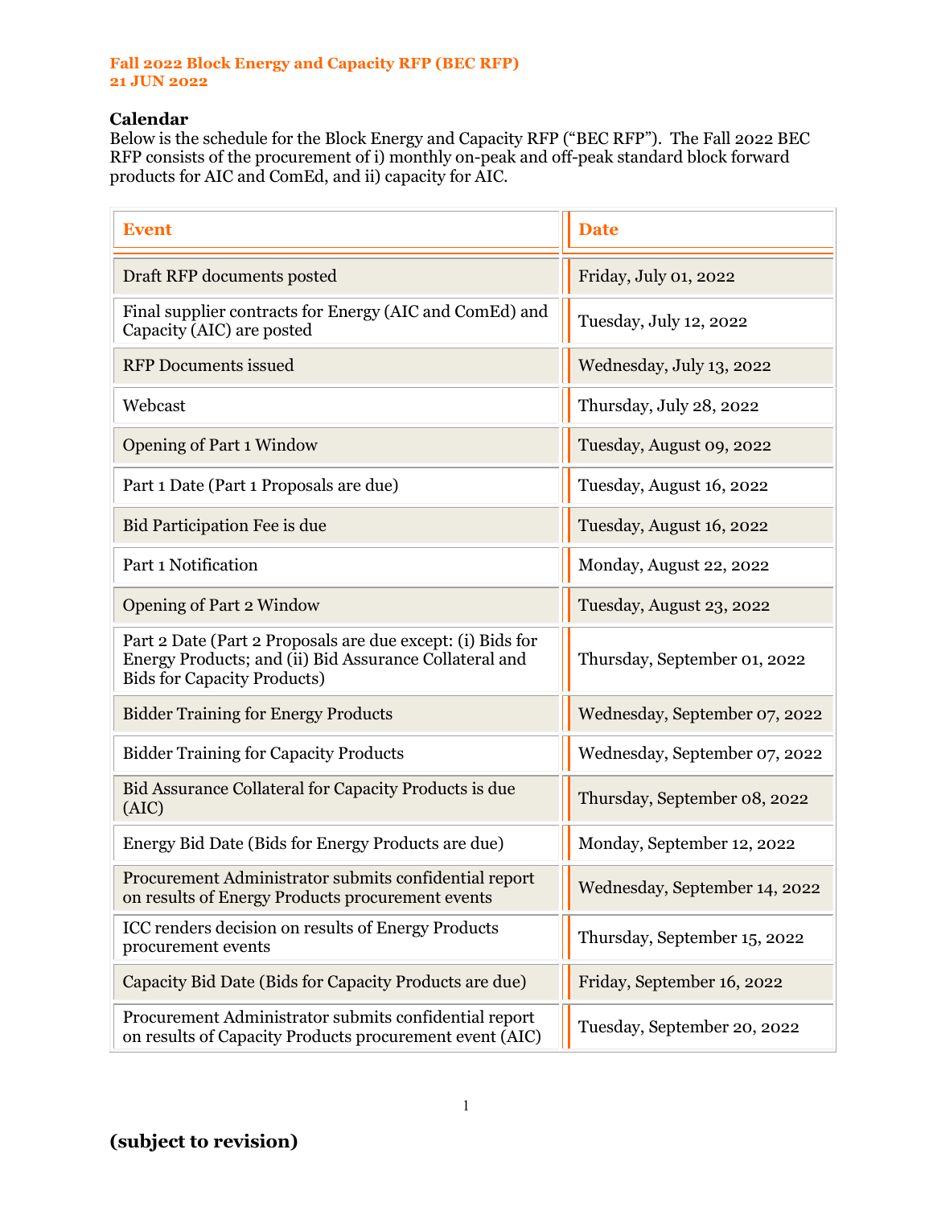**Fall 2022 Block Energy and Capacity RFP (BEC RFP)**
**21 JUN 2022**

## Calendar

Below is the schedule for the Block Energy and Capacity RFP ("BEC RFP"). The Fall 2022 BEC RFP consists of the procurement of i) monthly on-peak and off-peak standard block forward products for AIC and ComEd, and ii) capacity for AIC.

| Event | Date |
|---|---|
| Draft RFP documents posted | Friday, July 01, 2022 |
| Final supplier contracts for Energy (AIC and ComEd) and Capacity (AIC) are posted | Tuesday, July 12, 2022 |
| RFP Documents issued | Wednesday, July 13, 2022 |
| Webcast | Thursday, July 28, 2022 |
| Opening of Part 1 Window | Tuesday, August 09, 2022 |
| Part 1 Date (Part 1 Proposals are due) | Tuesday, August 16, 2022 |
| Bid Participation Fee is due | Tuesday, August 16, 2022 |
| Part 1 Notification | Monday, August 22, 2022 |
| Opening of Part 2 Window | Tuesday, August 23, 2022 |
| Part 2 Date (Part 2 Proposals are due except: (i) Bids for Energy Products; and (ii) Bid Assurance Collateral and Bids for Capacity Products) | Thursday, September 01, 2022 |
| Bidder Training for Energy Products | Wednesday, September 07, 2022 |
| Bidder Training for Capacity Products | Wednesday, September 07, 2022 |
| Bid Assurance Collateral for Capacity Products is due (AIC) | Thursday, September 08, 2022 |
| Energy Bid Date (Bids for Energy Products are due) | Monday, September 12, 2022 |
| Procurement Administrator submits confidential report on results of Energy Products procurement events | Wednesday, September 14, 2022 |
| ICC renders decision on results of Energy Products procurement events | Thursday, September 15, 2022 |
| Capacity Bid Date (Bids for Capacity Products are due) | Friday, September 16, 2022 |
| Procurement Administrator submits confidential report on results of Capacity Products procurement event (AIC) | Tuesday, September 20, 2022 |

**(subject to revision)**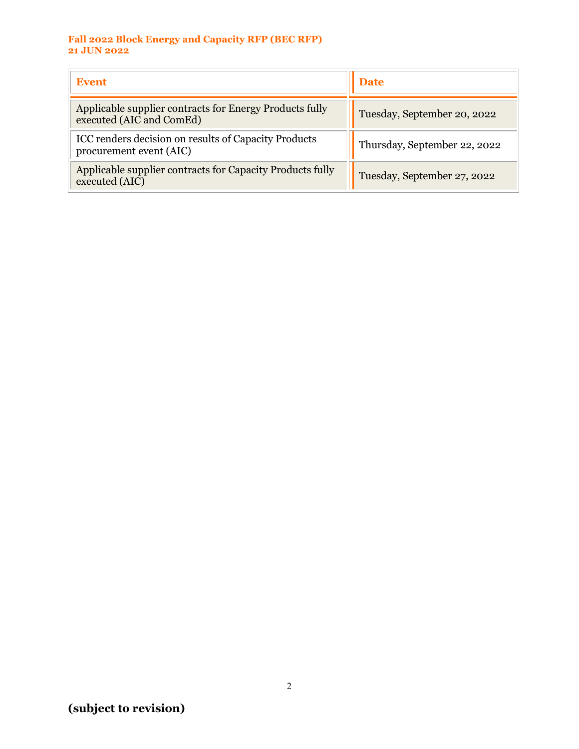**Fall 2022 Block Energy and Capacity RFP (BEC RFP)**
**21 JUN 2022**

| Event | Date |
|---|---|
| Applicable supplier contracts for Energy Products fully executed (AIC and ComEd) | Tuesday, September 20, 2022 |
| ICC renders decision on results of Capacity Products procurement event (AIC) | Thursday, September 22, 2022 |
| Applicable supplier contracts for Capacity Products fully executed (AIC) | Tuesday, September 27, 2022 |

**(subject to revision)**